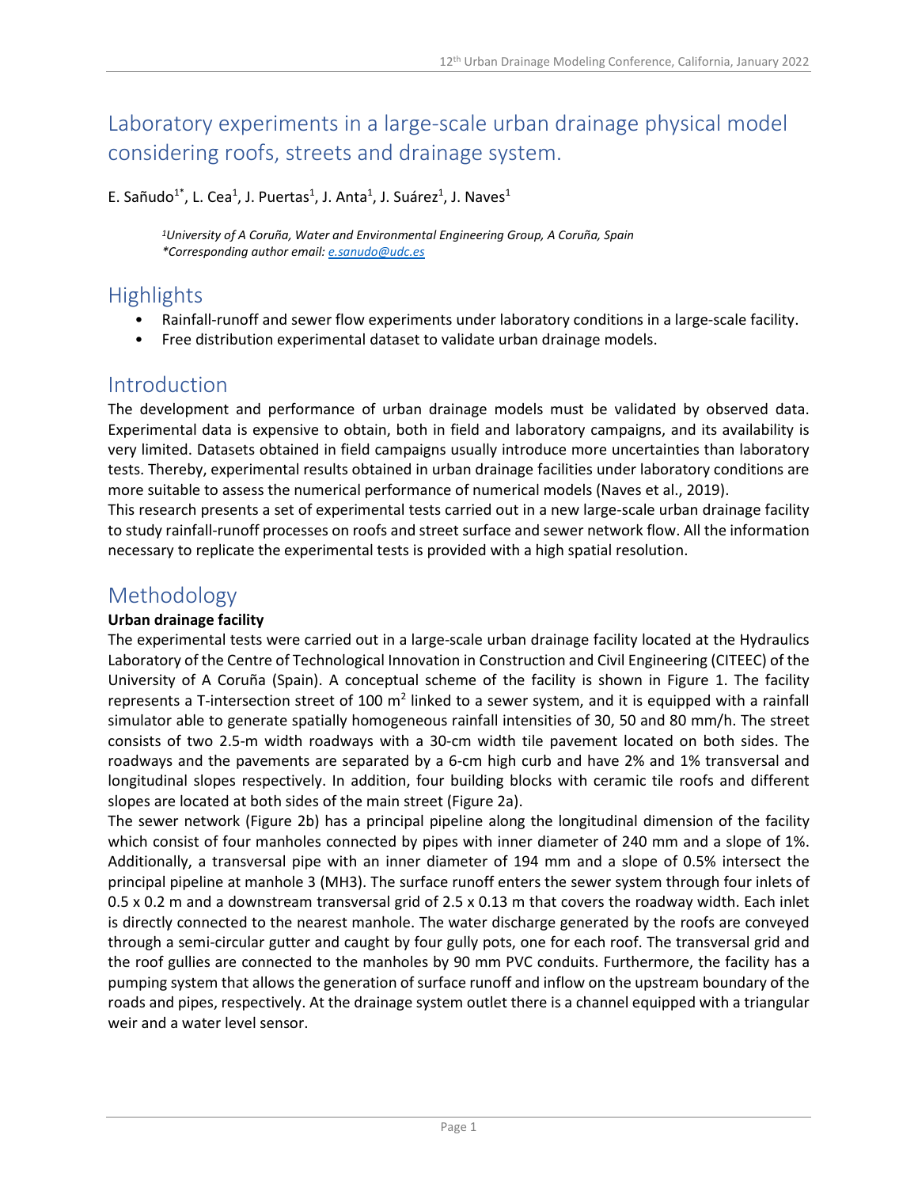# Laboratory experiments in a large-scale urban drainage physical model considering roofs, streets and drainage system.

E. Sañudo[1*], L. Cea[1], J. Puertas[1], J. Anta[1], J. Suárez[1], J. Naves[1]

*[1]University of A Coruña, Water and Environmental Engineering Group, A Coruña, Spain*
*\*Corresponding author email: e.sanudo@udc.es*

## Highlights

- Rainfall-runoff and sewer flow experiments under laboratory conditions in a large-scale facility.
- Free distribution experimental dataset to validate urban drainage models.

## Introduction

The development and performance of urban drainage models must be validated by observed data. Experimental data is expensive to obtain, both in field and laboratory campaigns, and its availability is very limited. Datasets obtained in field campaigns usually introduce more uncertainties than laboratory tests. Thereby, experimental results obtained in urban drainage facilities under laboratory conditions are more suitable to assess the numerical performance of numerical models (Naves et al., 2019).

This research presents a set of experimental tests carried out in a new large-scale urban drainage facility to study rainfall-runoff processes on roofs and street surface and sewer network flow. All the information necessary to replicate the experimental tests is provided with a high spatial resolution.

## Methodology

**Urban drainage facility**

The experimental tests were carried out in a large-scale urban drainage facility located at the Hydraulics Laboratory of the Centre of Technological Innovation in Construction and Civil Engineering (CITEEC) of the University of A Coruña (Spain). A conceptual scheme of the facility is shown in Figure 1. The facility represents a T-intersection street of 100 $m^2$ linked to a sewer system, and it is equipped with a rainfall simulator able to generate spatially homogeneous rainfall intensities of 30, 50 and 80 mm/h. The street consists of two 2.5-m width roadways with a 30-cm width tile pavement located on both sides. The roadways and the pavements are separated by a 6-cm high curb and have 2% and 1% transversal and longitudinal slopes respectively. In addition, four building blocks with ceramic tile roofs and different slopes are located at both sides of the main street (Figure 2a).

The sewer network (Figure 2b) has a principal pipeline along the longitudinal dimension of the facility which consist of four manholes connected by pipes with inner diameter of 240 mm and a slope of 1%. Additionally, a transversal pipe with an inner diameter of 194 mm and a slope of 0.5% intersect the principal pipeline at manhole 3 (MH3). The surface runoff enters the sewer system through four inlets of 0.5 x 0.2 m and a downstream transversal grid of 2.5 x 0.13 m that covers the roadway width. Each inlet is directly connected to the nearest manhole. The water discharge generated by the roofs are conveyed through a semi-circular gutter and caught by four gully pots, one for each roof. The transversal grid and the roof gullies are connected to the manholes by 90 mm PVC conduits. Furthermore, the facility has a pumping system that allows the generation of surface runoff and inflow on the upstream boundary of the roads and pipes, respectively. At the drainage system outlet there is a channel equipped with a triangular weir and a water level sensor.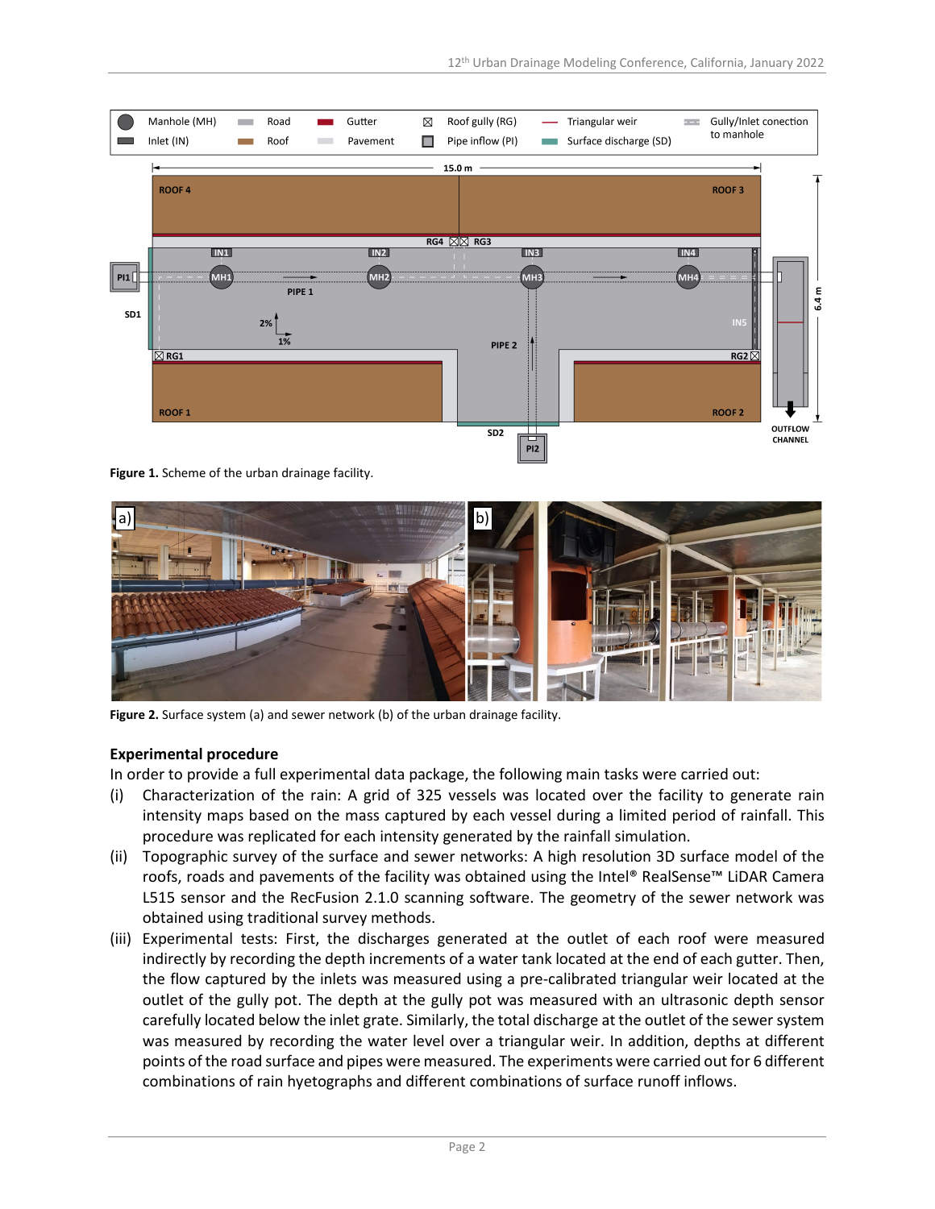Figure 1. Scheme of the urban drainage facility.

Figure 2. Surface system (a) and sewer network (b) of the urban drainage facility.

**Experimental procedure**

In order to provide a full experimental data package, the following main tasks were carried out:

(i) Characterization of the rain: A grid of 325 vessels was located over the facility to generate rain intensity maps based on the mass captured by each vessel during a limited period of rainfall. This procedure was replicated for each intensity generated by the rainfall simulation.

(ii) Topographic survey of the surface and sewer networks: A high resolution 3D surface model of the roofs, roads and pavements of the facility was obtained using the Intel® RealSense™ LiDAR Camera L515 sensor and the RecFusion 2.1.0 scanning software. The geometry of the sewer network was obtained using traditional survey methods.

(iii) Experimental tests: First, the discharges generated at the outlet of each roof were measured indirectly by recording the depth increments of a water tank located at the end of each gutter. Then, the flow captured by the inlets was measured using a pre-calibrated triangular weir located at the outlet of the gully pot. The depth at the gully pot was measured with an ultrasonic depth sensor carefully located below the inlet grate. Similarly, the total discharge at the outlet of the sewer system was measured by recording the water level over a triangular weir. In addition, depths at different points of the road surface and pipes were measured. The experiments were carried out for 6 different combinations of rain hyetographs and different combinations of surface runoff inflows.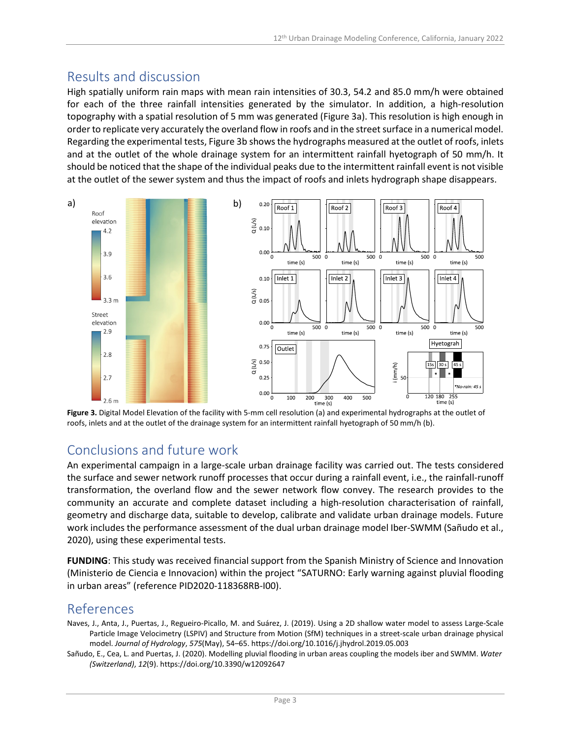## Results and discussion

High spatially uniform rain maps with mean rain intensities of 30.3, 54.2 and 85.0 mm/h were obtained for each of the three rainfall intensities generated by the simulator. In addition, a high-resolution topography with a spatial resolution of 5 mm was generated (Figure 3a). This resolution is high enough in order to replicate very accurately the overland flow in roofs and in the street surface in a numerical model. Regarding the experimental tests, Figure 3b shows the hydrographs measured at the outlet of roofs, inlets and at the outlet of the whole drainage system for an intermittent rainfall hyetograph of 50 mm/h. It should be noticed that the shape of the individual peaks due to the intermittent rainfall event is not visible at the outlet of the sewer system and thus the impact of roofs and inlets hydrograph shape disappears.

a)

Roof elevation
4.2
3.9
3.6
3.3 m

Street elevation
2.9
2.8
2.7
2.6 m

b)

Roof 1
Roof 2
Roof 3
Roof 4
Q (L/s)
0.20
0.10
0.00
0
500
time (s)

Inlet 1
Inlet 2
Inlet 3
Inlet 4
Q (L/s)
0.10
0.05
0.00
0
500
time (s)

Outlet
Q (L/s)
0.75
0.50
0.25
0.00
0
100
200
300
400
500
time (s)

Hyetograh
i (mm/h)
50
15s
30 s
45 s
*
*
*No-rain: 45 s
0
120
180
255
time (s)

**Figure 3.** Digital Model Elevation of the facility with 5-mm cell resolution (a) and experimental hydrographs at the outlet of roofs, inlets and at the outlet of the drainage system for an intermittent rainfall hyetograph of 50 mm/h (b).

## Conclusions and future work

An experimental campaign in a large-scale urban drainage facility was carried out. The tests considered the surface and sewer network runoff processes that occur during a rainfall event, i.e., the rainfall-runoff transformation, the overland flow and the sewer network flow convey. The research provides to the community an accurate and complete dataset including a high-resolution characterisation of rainfall, geometry and discharge data, suitable to develop, calibrate and validate urban drainage models. Future work includes the performance assessment of the dual urban drainage model Iber-SWMM (Sañudo et al., 2020), using these experimental tests.

**FUNDING**: This study was received financial support from the Spanish Ministry of Science and Innovation (Ministerio de Ciencia e Innovacion) within the project "SATURNO: Early warning against pluvial flooding in urban areas" (reference PID2020-118368RB-I00).

## References

Naves, J., Anta, J., Puertas, J., Regueiro-Picallo, M. and Suárez, J. (2019). Using a 2D shallow water model to assess Large-Scale Particle Image Velocimetry (LSPIV) and Structure from Motion (SfM) techniques in a street-scale urban drainage physical model. *Journal of Hydrology*, *575*(May), 54–65. https://doi.org/10.1016/j.jhydrol.2019.05.003

Sañudo, E., Cea, L. and Puertas, J. (2020). Modelling pluvial flooding in urban areas coupling the models iber and SWMM. *Water (Switzerland)*, *12*(9). https://doi.org/10.3390/w12092647